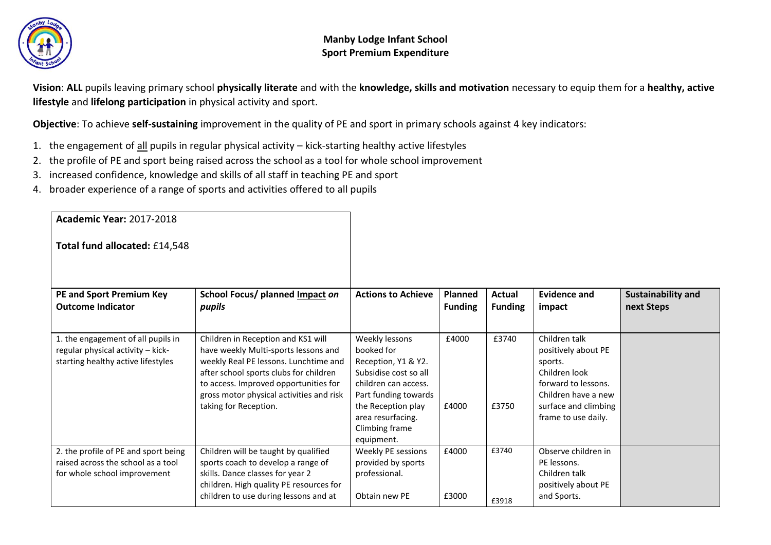# Manby Lodge Infant School
## Sport Premium Expenditure

**Vision**: **ALL** pupils leaving primary school **physically literate** and with the **knowledge, skills and motivation** necessary to equip them for a **healthy, active lifestyle** and **lifelong participation** in physical activity and sport.

**Objective**: To achieve **self-sustaining** improvement in the quality of PE and sport in primary schools against 4 key indicators:

1. the engagement of all pupils in regular physical activity – kick-starting healthy active lifestyles
2. the profile of PE and sport being raised across the school as a tool for whole school improvement
3. increased confidence, knowledge and skills of all staff in teaching PE and sport
4. broader experience of a range of sports and activities offered to all pupils

**Academic Year:** 2017-2018

**Total fund allocated:** £14,548

| PE and Sport Premium Key Outcome Indicator | School Focus/ planned Impact *on pupils* | Actions to Achieve | Planned Funding | Actual Funding | Evidence and impact | Sustainability and next Steps |
|---|---|---|---|---|---|---|
| 1. the engagement of all pupils in regular physical activity – kick-starting healthy active lifestyles | Children in Reception and KS1 will have weekly Multi-sports lessons and weekly Real PE lessons. Lunchtime and after school sports clubs for children to access. Improved opportunities for gross motor physical activities and risk taking for Reception. | Weekly lessons booked for Reception, Y1 & Y2. Subsidise cost so all children can access. Part funding towards the Reception play area resurfacing. Climbing frame equipment. | £4000<br><br>£4000 | £3740<br><br>£3750 | Children talk positively about PE sports. Children look forward to lessons. Children have a new surface and climbing frame to use daily. | |
| 2. the profile of PE and sport being raised across the school as a tool for whole school improvement | Children will be taught by qualified sports coach to develop a range of skills. Dance classes for year 2 children. High quality PE resources for children to use during lessons and at | Weekly PE sessions provided by sports professional.<br><br>Obtain new PE | £4000<br><br>£3000 | £3740<br><br>£3918 | Observe children in PE lessons. Children talk positively about PE and Sports. | |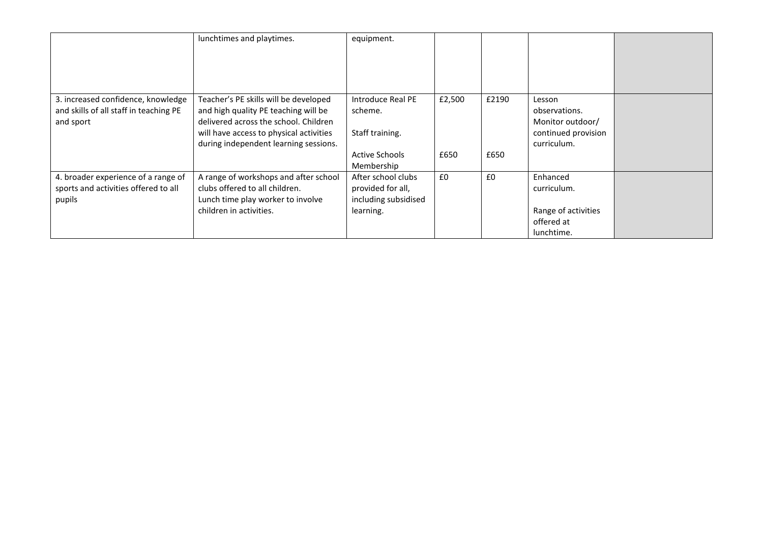| | | | | | | |
|---|---|---|---|---|---|---|
| | lunchtimes and playtimes. | equipment. | | | | |
| 3. increased confidence, knowledge and skills of all staff in teaching PE and sport | Teacher's PE skills will be developed and high quality PE teaching will be delivered across the school. Children will have access to physical activities during independent learning sessions. | Introduce Real PE scheme.<br><br>Staff training.<br><br>Active Schools Membership | £2,500<br><br><br><br>£650 | £2190<br><br><br><br>£650 | Lesson observations. Monitor outdoor/ continued provision curriculum. | |
| 4. broader experience of a range of sports and activities offered to all pupils | A range of workshops and after school clubs offered to all children.<br>Lunch time play worker to involve children in activities. | After school clubs provided for all, including subsidised learning. | £0 | £0 | Enhanced curriculum.<br><br>Range of activities offered at lunchtime. | |